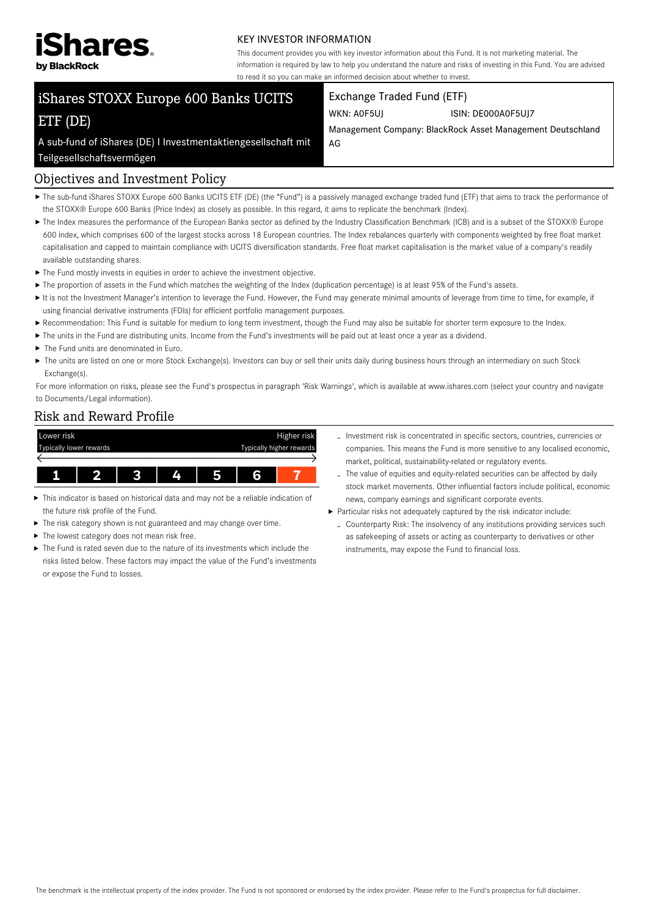iShares by BlackRock

KEY INVESTOR INFORMATION

This document provides you with key investor information about this Fund. It is not marketing material. The information is required by law to help you understand the nature and risks of investing in this Fund. You are advised to read it so you can make an informed decision about whether to invest.

# iShares STOXX Europe 600 Banks UCITS ETF (DE)

A sub-fund of iShares (DE) I Investmentaktiengesellschaft mit Teilgesellschaftsvermögen

Exchange Traded Fund (ETF)

WKN: A0F5UJ ISIN: DE000A0F5UJ7

Management Company: BlackRock Asset Management Deutschland AG

## Objectives and Investment Policy

- The sub-fund iShares STOXX Europe 600 Banks UCITS ETF (DE) (the "Fund") is a passively managed exchange traded fund (ETF) that aims to track the performance of the STOXX® Europe 600 Banks (Price Index) as closely as possible. In this regard, it aims to replicate the benchmark (Index).
- The Index measures the performance of the European Banks sector as defined by the Industry Classification Benchmark (ICB) and is a subset of the STOXX® Europe 600 index, which comprises 600 of the largest stocks across 18 European countries. The Index rebalances quarterly with components weighted by free float market capitalisation and capped to maintain compliance with UCITS diversification standards. Free float market capitalisation is the market value of a company's readily available outstanding shares.
- The Fund mostly invests in equities in order to achieve the investment objective.
- The proportion of assets in the Fund which matches the weighting of the Index (duplication percentage) is at least 95% of the Fund's assets.
- It is not the Investment Manager's intention to leverage the Fund. However, the Fund may generate minimal amounts of leverage from time to time, for example, if using financial derivative instruments (FDIs) for efficient portfolio management purposes.
- Recommendation: This Fund is suitable for medium to long term investment, though the Fund may also be suitable for shorter term exposure to the Index.
- The units in the Fund are distributing units. Income from the Fund's investments will be paid out at least once a year as a dividend.
- The Fund units are denominated in Euro.
- The units are listed on one or more Stock Exchange(s). Investors can buy or sell their units daily during business hours through an intermediary on such Stock Exchange(s).

For more information on risks, please see the Fund's prospectus in paragraph 'Risk Warnings', which is available at www.ishares.com (select your country and navigate to Documents/Legal information).

## Risk and Reward Profile

| Lower risk<br>Typically lower rewards | | | | | | Higher risk<br>Typically higher rewards |
|---|---|---|---|---|---|---|
| 1 | 2 | 3 | 4 | 5 | 6 | **7** |

- This indicator is based on historical data and may not be a reliable indication of the future risk profile of the Fund.
- The risk category shown is not guaranteed and may change over time.
- The lowest category does not mean risk free.
- The Fund is rated seven due to the nature of its investments which include the risks listed below. These factors may impact the value of the Fund's investments or expose the Fund to losses.
  - Investment risk is concentrated in specific sectors, countries, currencies or companies. This means the Fund is more sensitive to any localised economic, market, political, sustainability-related or regulatory events.
  - The value of equities and equity-related securities can be affected by daily stock market movements. Other influential factors include political, economic news, company earnings and significant corporate events.
- Particular risks not adequately captured by the risk indicator include:
  - Counterparty Risk: The insolvency of any institutions providing services such as safekeeping of assets or acting as counterparty to derivatives or other instruments, may expose the Fund to financial loss.

The benchmark is the intellectual property of the index provider. The Fund is not sponsored or endorsed by the index provider. Please refer to the Fund's prospectus for full disclaimer.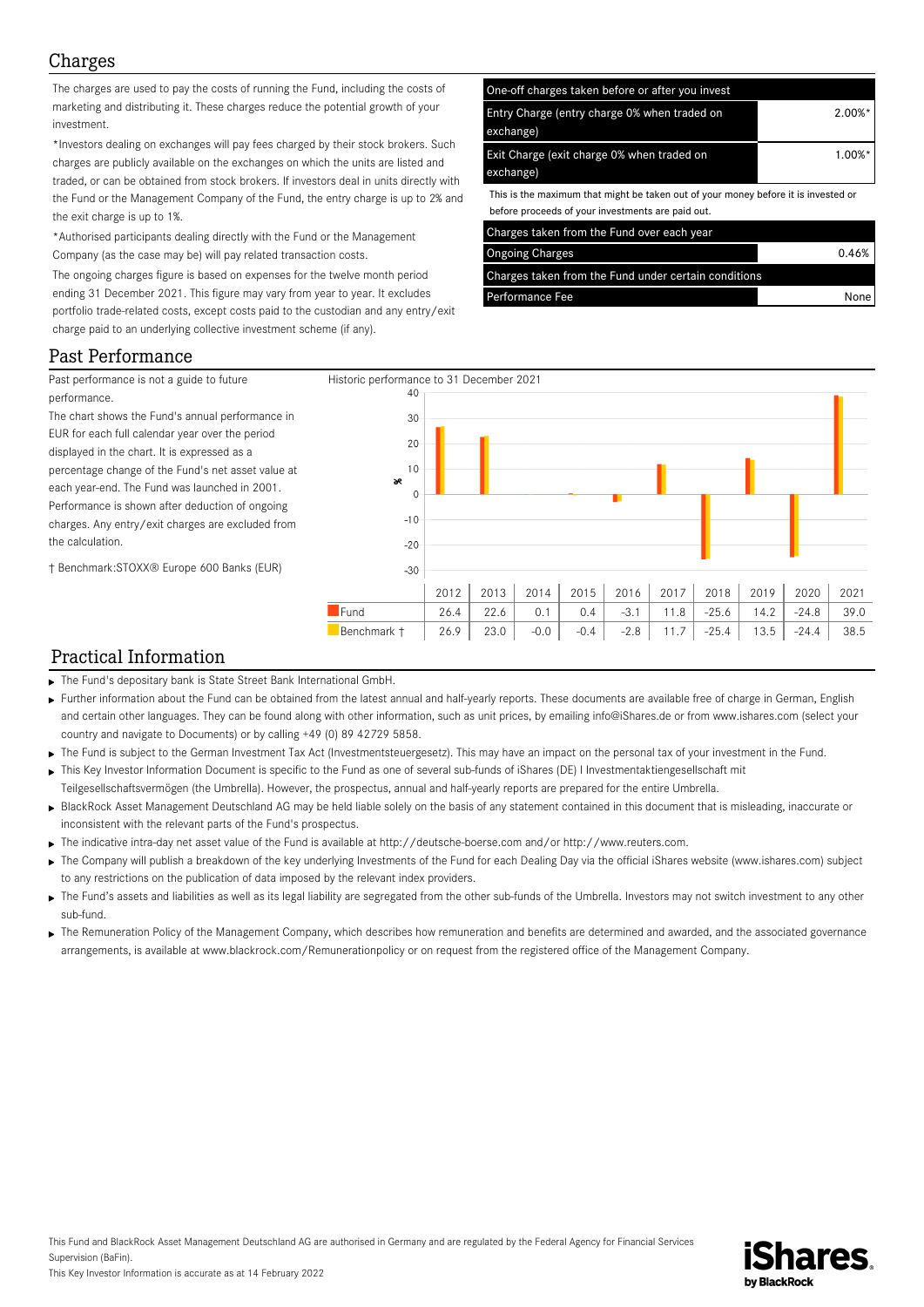## Charges

The charges are used to pay the costs of running the Fund, including the costs of marketing and distributing it. These charges reduce the potential growth of your investment.

*Investors dealing on exchanges will pay fees charged by their stock brokers. Such charges are publicly available on the exchanges on which the units are listed and traded, or can be obtained from stock brokers. If investors deal in units directly with the Fund or the Management Company of the Fund, the entry charge is up to 2% and the exit charge is up to 1%.

*Authorised participants dealing directly with the Fund or the Management Company (as the case may be) will pay related transaction costs.

The ongoing charges figure is based on expenses for the twelve month period ending 31 December 2021. This figure may vary from year to year. It excludes portfolio trade-related costs, except costs paid to the custodian and any entry/exit charge paid to an underlying collective investment scheme (if any).

| One-off charges taken before or after you invest | |
|---|---|
| Entry Charge (entry charge 0% when traded on exchange) | 2.00%* |
| Exit Charge (exit charge 0% when traded on exchange) | 1.00%* |

This is the maximum that might be taken out of your money before it is invested or before proceeds of your investments are paid out.

| Charges taken from the Fund over each year | |
|---|---|
| Ongoing Charges | 0.46% |
| **Charges taken from the Fund under certain conditions** | |
| Performance Fee | None |

## Past Performance

Past performance is not a guide to future performance.

The chart shows the Fund's annual performance in EUR for each full calendar year over the period displayed in the chart. It is expressed as a percentage change of the Fund's net asset value at each year-end. The Fund was launched in 2001. Performance is shown after deduction of ongoing charges. Any entry/exit charges are excluded from the calculation.

† Benchmark:STOXX® Europe 600 Banks (EUR)

Historic performance to 31 December 2021

%

40
30
20
10
0
-10
-20
-30

| | 2012 | 2013 | 2014 | 2015 | 2016 | 2017 | 2018 | 2019 | 2020 | 2021 |
|---|---|---|---|---|---|---|---|---|---|---|
| Fund | 26.4 | 22.6 | 0.1 | 0.4 | -3.1 | 11.8 | -25.6 | 14.2 | -24.8 | 39.0 |
| Benchmark † | 26.9 | 23.0 | -0.0 | -0.4 | -2.8 | 11.7 | -25.4 | 13.5 | -24.4 | 38.5 |

## Practical Information

- The Fund's depositary bank is State Street Bank International GmbH.
- Further information about the Fund can be obtained from the latest annual and half-yearly reports. These documents are available free of charge in German, English and certain other languages. They can be found along with other information, such as unit prices, by emailing info@iShares.de or from www.ishares.com (select your country and navigate to Documents) or by calling +49 (0) 89 42729 5858.
- The Fund is subject to the German Investment Tax Act (Investmentsteuergesetz). This may have an impact on the personal tax of your investment in the Fund.
- This Key Investor Information Document is specific to the Fund as one of several sub-funds of iShares (DE) I Investmentaktiengesellschaft mit Teilgesellschaftsvermögen (the Umbrella). However, the prospectus, annual and half-yearly reports are prepared for the entire Umbrella.
- BlackRock Asset Management Deutschland AG may be held liable solely on the basis of any statement contained in this document that is misleading, inaccurate or inconsistent with the relevant parts of the Fund's prospectus.
- The indicative intra-day net asset value of the Fund is available at http://deutsche-boerse.com and/or http://www.reuters.com.
- The Company will publish a breakdown of the key underlying Investments of the Fund for each Dealing Day via the official iShares website (www.ishares.com) subject to any restrictions on the publication of data imposed by the relevant index providers.
- The Fund's assets and liabilities as well as its legal liability are segregated from the other sub-funds of the Umbrella. Investors may not switch investment to any other sub-fund.
- The Remuneration Policy of the Management Company, which describes how remuneration and benefits are determined and awarded, and the associated governance arrangements, is available at www.blackrock.com/Remunerationpolicy or on request from the registered office of the Management Company.

This Fund and BlackRock Asset Management Deutschland AG are authorised in Germany and are regulated by the Federal Agency for Financial Services Supervision (BaFin).

This Key Investor Information is accurate as at 14 February 2022